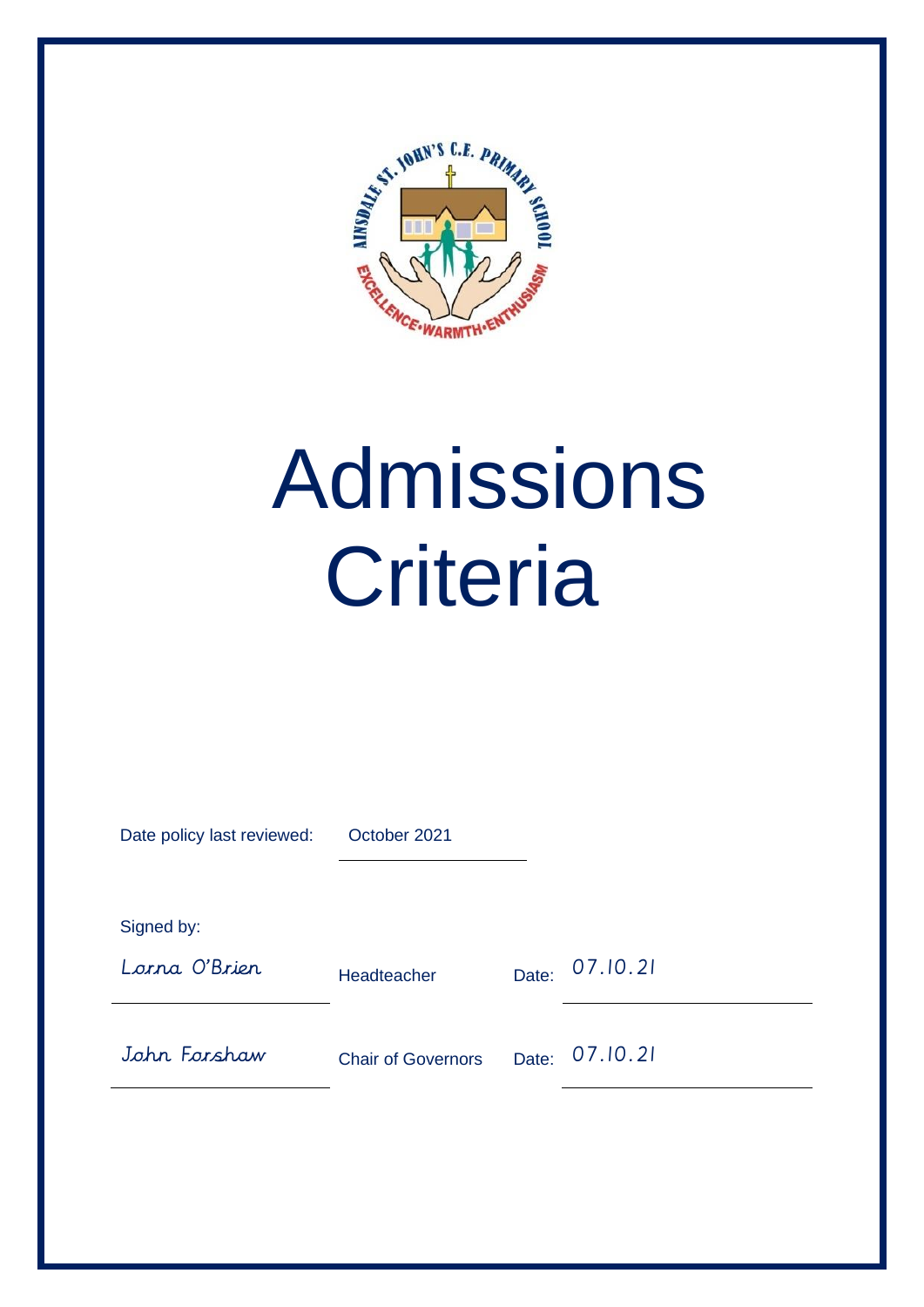# Admissions Criteria

Date policy last reviewed: October 2021

Signed by:

| | | | |
|---|---|---|---|
| Lorna O'Brien | Headteacher | Date: | 07.10.21 |
| John Forshaw | Chair of Governors | Date: | 07.10.21 |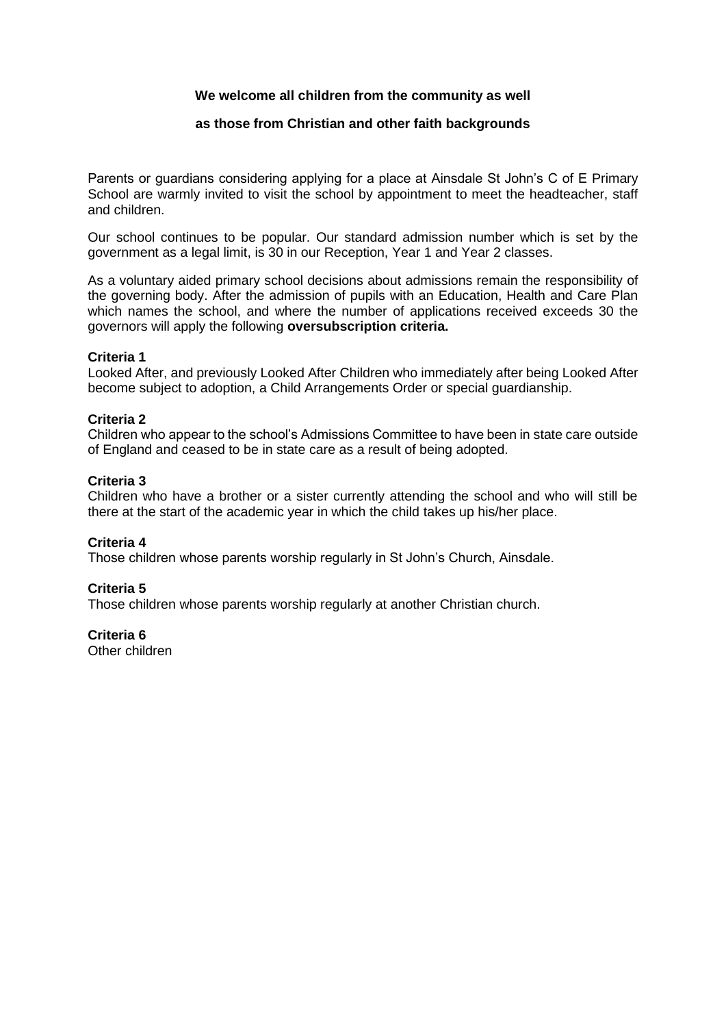**We welcome all children from the community as well**

**as those from Christian and other faith backgrounds**

Parents or guardians considering applying for a place at Ainsdale St John's C of E Primary School are warmly invited to visit the school by appointment to meet the headteacher, staff and children.

Our school continues to be popular. Our standard admission number which is set by the government as a legal limit, is 30 in our Reception, Year 1 and Year 2 classes.

As a voluntary aided primary school decisions about admissions remain the responsibility of the governing body. After the admission of pupils with an Education, Health and Care Plan which names the school, and where the number of applications received exceeds 30 the governors will apply the following **oversubscription criteria.**

**Criteria 1**
Looked After, and previously Looked After Children who immediately after being Looked After become subject to adoption, a Child Arrangements Order or special guardianship.

**Criteria 2**
Children who appear to the school's Admissions Committee to have been in state care outside of England and ceased to be in state care as a result of being adopted.

**Criteria 3**
Children who have a brother or a sister currently attending the school and who will still be there at the start of the academic year in which the child takes up his/her place.

**Criteria 4**
Those children whose parents worship regularly in St John's Church, Ainsdale.

**Criteria 5**
Those children whose parents worship regularly at another Christian church.

**Criteria 6**
Other children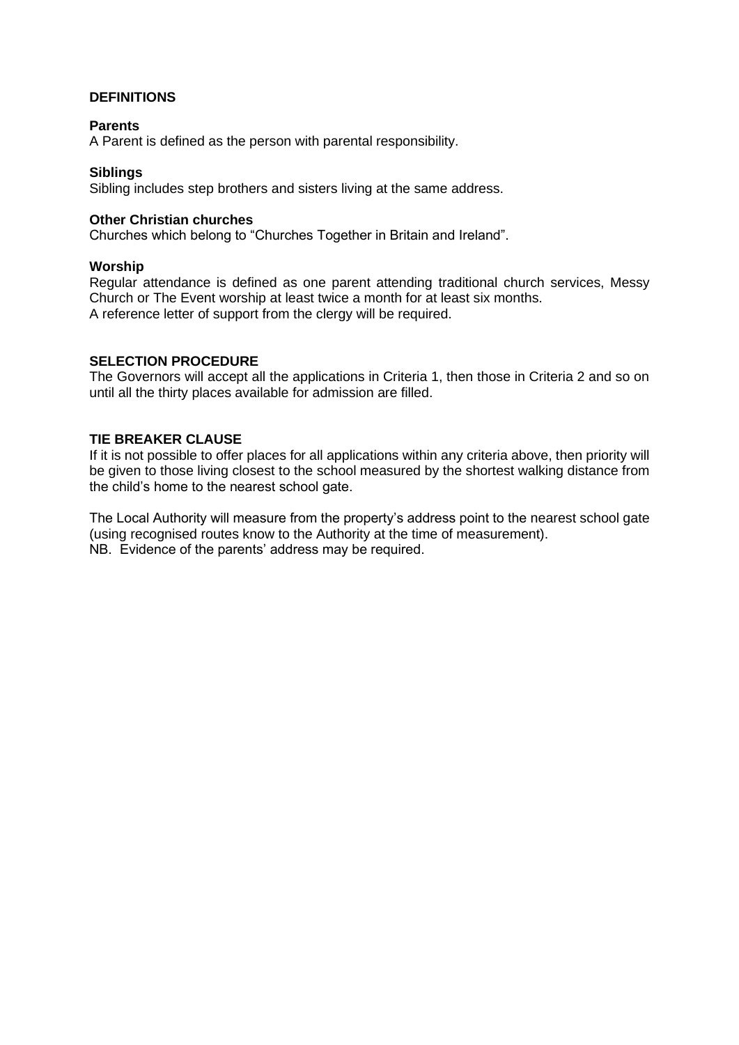## DEFINITIONS

**Parents**
A Parent is defined as the person with parental responsibility.

**Siblings**
Sibling includes step brothers and sisters living at the same address.

**Other Christian churches**
Churches which belong to "Churches Together in Britain and Ireland".

**Worship**
Regular attendance is defined as one parent attending traditional church services, Messy Church or The Event worship at least twice a month for at least six months.
A reference letter of support from the clergy will be required.

## SELECTION PROCEDURE

The Governors will accept all the applications in Criteria 1, then those in Criteria 2 and so on until all the thirty places available for admission are filled.

## TIE BREAKER CLAUSE

If it is not possible to offer places for all applications within any criteria above, then priority will be given to those living closest to the school measured by the shortest walking distance from the child's home to the nearest school gate.

The Local Authority will measure from the property's address point to the nearest school gate (using recognised routes know to the Authority at the time of measurement).
NB. Evidence of the parents' address may be required.